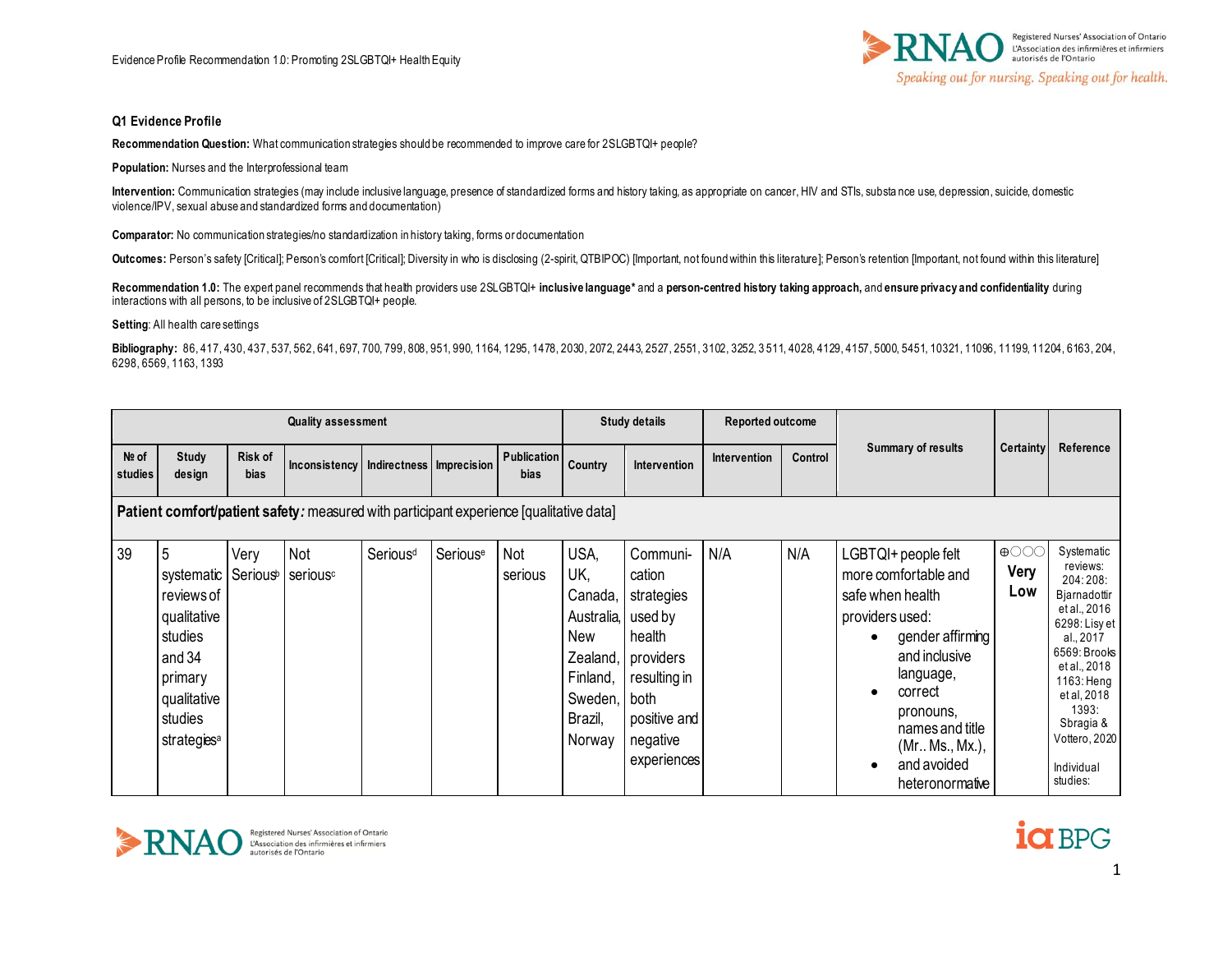## Q1 Evidence Profile

**Recommendation Question:** What communication strategies should be recommended to improve care for 2SLGBTQI+ people?

**Population:** Nurses and the Interprofessional team

**Intervention:** Communication strategies (may include inclusive language, presence of standardized forms and history taking, as appropriate on cancer, HIV and STIs, substance use, depression, suicide, domestic violence/IPV, sexual abuse and standardized forms and documentation)

**Comparator:** No communication strategies/no standardization in history taking, forms or documentation

**Outcomes:** Person's safety [Critical]; Person's comfort [Critical]; Diversity in who is disclosing (2-spirit, QTBIPOC) [Important, not found within this literature]; Person's retention [Important, not found within this literature]

**Recommendation 1.0:** The expert panel recommends that health providers use 2SLGBTQI+ **inclusive language*** and a **person-centred history taking approach,** and **ensure privacy and confidentiality** during interactions with all persons, to be inclusive of 2SLGBTQI+ people.

**Setting**: All health care settings

**Bibliography:** 86, 417, 430, 437, 537, 562, 641, 697, 700, 799, 808, 951, 990, 1164, 1295, 1478, 2030, 2072, 2443, 2527, 2551, 3102, 3252, 3511, 4028, 4129, 4157, 5000, 5451, 10321, 11096, 11199, 11204, 6163, 204, 6298, 6569, 1163, 1393

| Quality assessment | | | | | | | Study details | | Reported outcome | | Summary of results | Certainty | Reference |
|---|---|---|---|---|---|---|---|---|---|---|---|---|---|
| № of studies | Study design | Risk of bias | Inconsistency | Indirectness | Imprecision | Publication bias | Country | Intervention | Intervention | Control | | | |
| **Patient comfort/patient safety*:* measured with participant experience [qualitative data]** | | | | | | | | | | | | | |
| 39 | 5 systematic reviews of qualitative studies and 34 primary qualitative studies strategies[a] | Very Serious[b] | Not serious[c] | Serious[d] | Serious[e] | Not serious | USA, UK, Canada, Australia, New Zealand, Finland, Sweden, Brazil, Norway | Communication strategies used by health providers resulting in both positive and negative experiences | N/A | N/A | LGBTQI+ people felt more comfortable and safe when health providers used:<br>• gender affirming and inclusive language,<br>• correct pronouns, names and title (Mr.. Ms., Mx.),<br>• and avoided heteronormative | ⊕◯◯◯ **Very Low** | Systematic reviews: 204: 208: Bjarnadottir et al., 2016 6298: Lisy et al., 2017 6569: Brooks et al., 2018 1163: Heng et al, 2018 1393: Sbragia & Vottero, 2020<br><br>Individual studies: |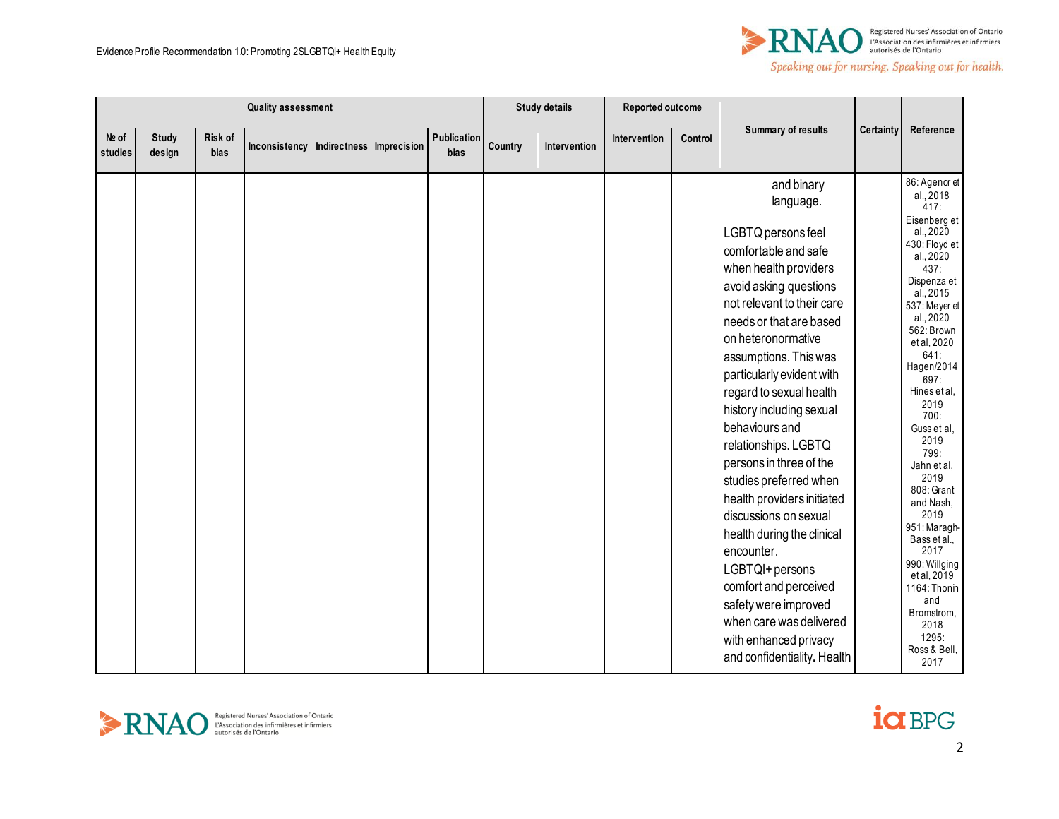| Quality assessment | | | | | | | Study details | | Reported outcome | | Summary of results | Certainty | Reference |
|---|---|---|---|---|---|---|---|---|---|---|---|---|---|
| № of studies | Study design | Risk of bias | Inconsistency | Indirectness | Imprecision | Publication bias | Country | Intervention | Intervention | Control | | | |
| | | | | | | | | | | | and binary language. LGBTQ persons feel comfortable and safe when health providers avoid asking questions not relevant to their care needs or that are based on heteronormative assumptions. This was particularly evident with regard to sexual health history including sexual behaviours and relationships. LGBTQ persons in three of the studies preferred when health providers initiated discussions on sexual health during the clinical encounter. LGBTQI+ persons comfort and perceived safety were improved when care was delivered with enhanced privacy and confidentiality. Health | | 86: Agenor et al., 2018 417: Eisenberg et al., 2020 430: Floyd et al., 2020 437: Dispenza et al., 2015 537: Meyer et al., 2020 562: Brown et al, 2020 641: Hagen/2014 697: Hines et al, 2019 700: Guss et al, 2019 799: Jahn et al, 2019 808: Grant and Nash, 2019 951: Maragh-Bass et al., 2017 990: Willging et al, 2019 1164: Thonin and Bromstrom, 2018 1295: Ross & Bell, 2017 |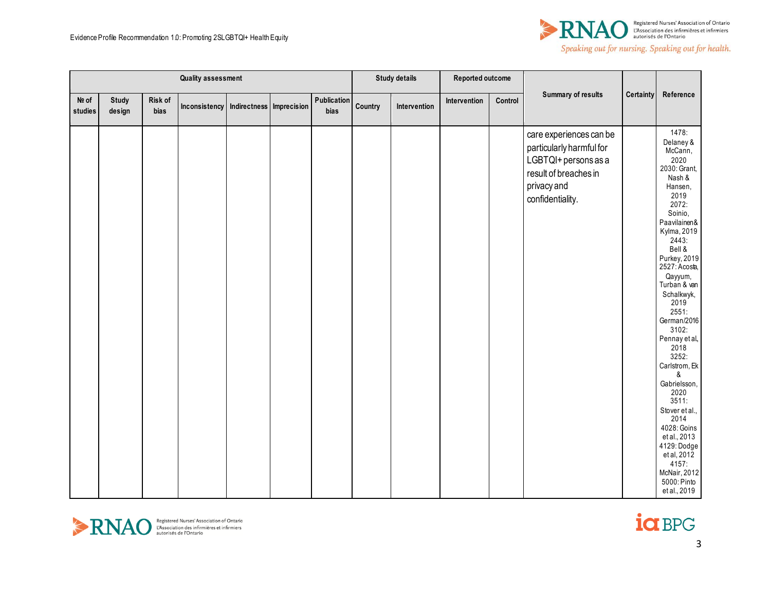| Quality assessment | | | | | | | Study details | | Reported outcome | | Summary of results | Certainty | Reference |
|---|---|---|---|---|---|---|---|---|---|---|---|---|---|
| № of studies | Study design | Risk of bias | Inconsistency | Indirectness | Imprecision | Publication bias | Country | Intervention | Intervention | Control | | | |
| | | | | | | | | | | | care experiences can be particularly harmful for LGBTQI+ persons as a result of breaches in privacy and confidentiality. | | 1478: Delaney & McCann, 2020<br>2030: Grant, Nash & Hansen, 2019<br>2072: Soinio, Paavilainen& Kylma, 2019<br>2443: Bell & Purkey, 2019<br>2527: Acosta, Qayyum, Turban & van Schalkwyk, 2019<br>2551: German/2016<br>3102: Pennay et al, 2018<br>3252: Carlstrom, Ek & Gabrielsson, 2020<br>3511: Stover et al., 2014<br>4028: Goins et al., 2013<br>4129: Dodge et al, 2012<br>4157: McNair, 2012<br>5000: Pinto et al., 2019 |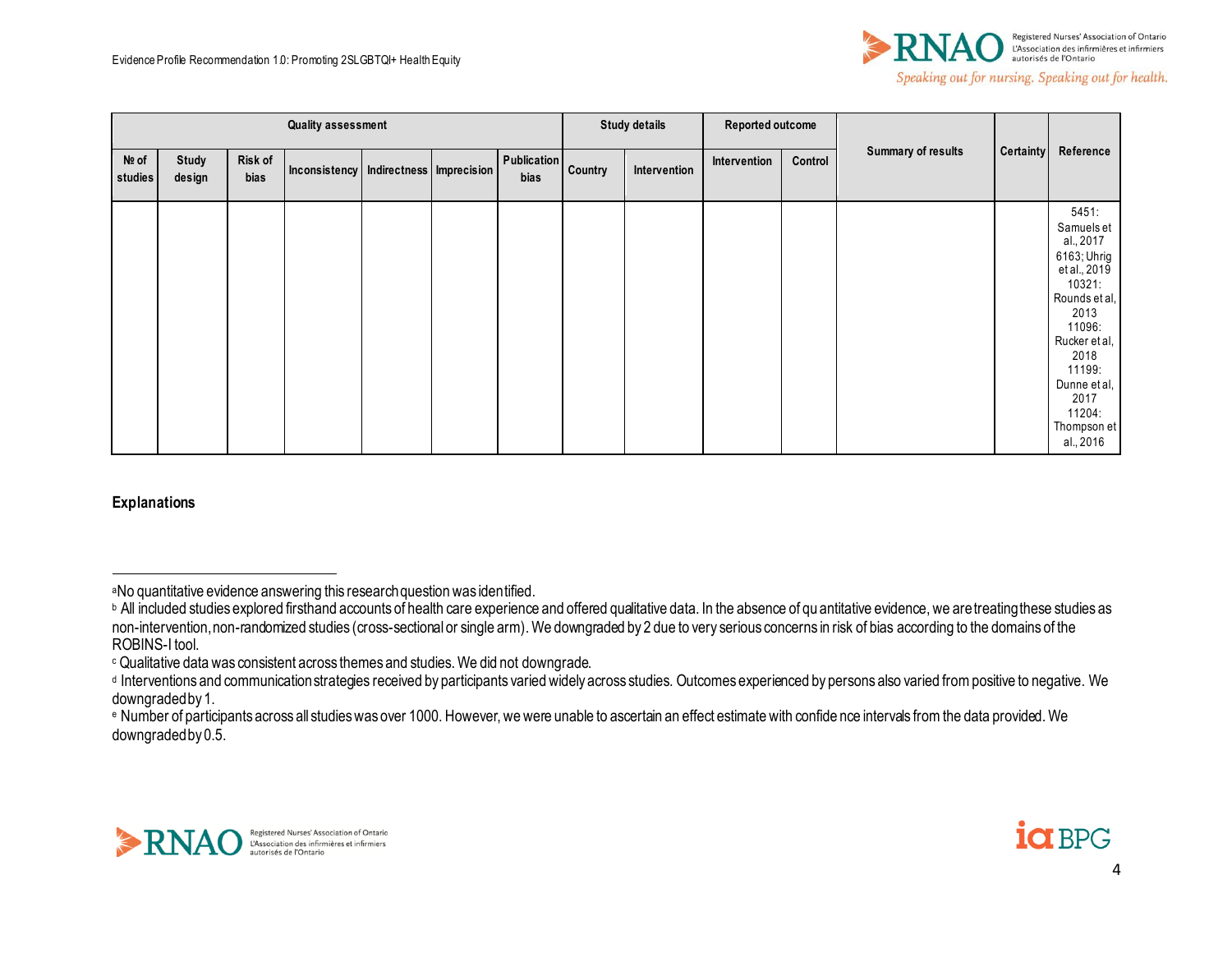| Quality assessment | | | | | | | Study details | | Reported outcome | | Summary of results | Certainty | Reference |
|---|---|---|---|---|---|---|---|---|---|---|---|---|---|
| № of studies | Study design | Risk of bias | Inconsistency | Indirectness | Imprecision | Publication bias | Country | Intervention | Intervention | Control | | | |
| | | | | | | | | | | | | | 5451: Samuels et al., 2017 6163; Uhrig et al., 2019 10321: Rounds et al, 2013 11096: Rucker et al, 2018 11199: Dunne et al, 2017 11204: Thompson et al., 2016 |

**Explanations**

---

[a]No quantitative evidence answering this research question was identified.

[b] All included studies explored firsthand accounts of health care experience and offered qualitative data. In the absence of quantitative evidence, we are treating these studies as non-intervention, non-randomized studies (cross-sectional or single arm). We downgraded by 2 due to very serious concerns in risk of bias according to the domains of the ROBINS-I tool.

[c] Qualitative data was consistent across themes and studies. We did not downgrade.

[d] Interventions and communication strategies received by participants varied widely across studies. Outcomes experienced by persons also varied from positive to negative. We downgraded by 1.

[e] Number of participants across all studies was over 1000. However, we were unable to ascertain an effect estimate with confidence intervals from the data provided. We downgraded by 0.5.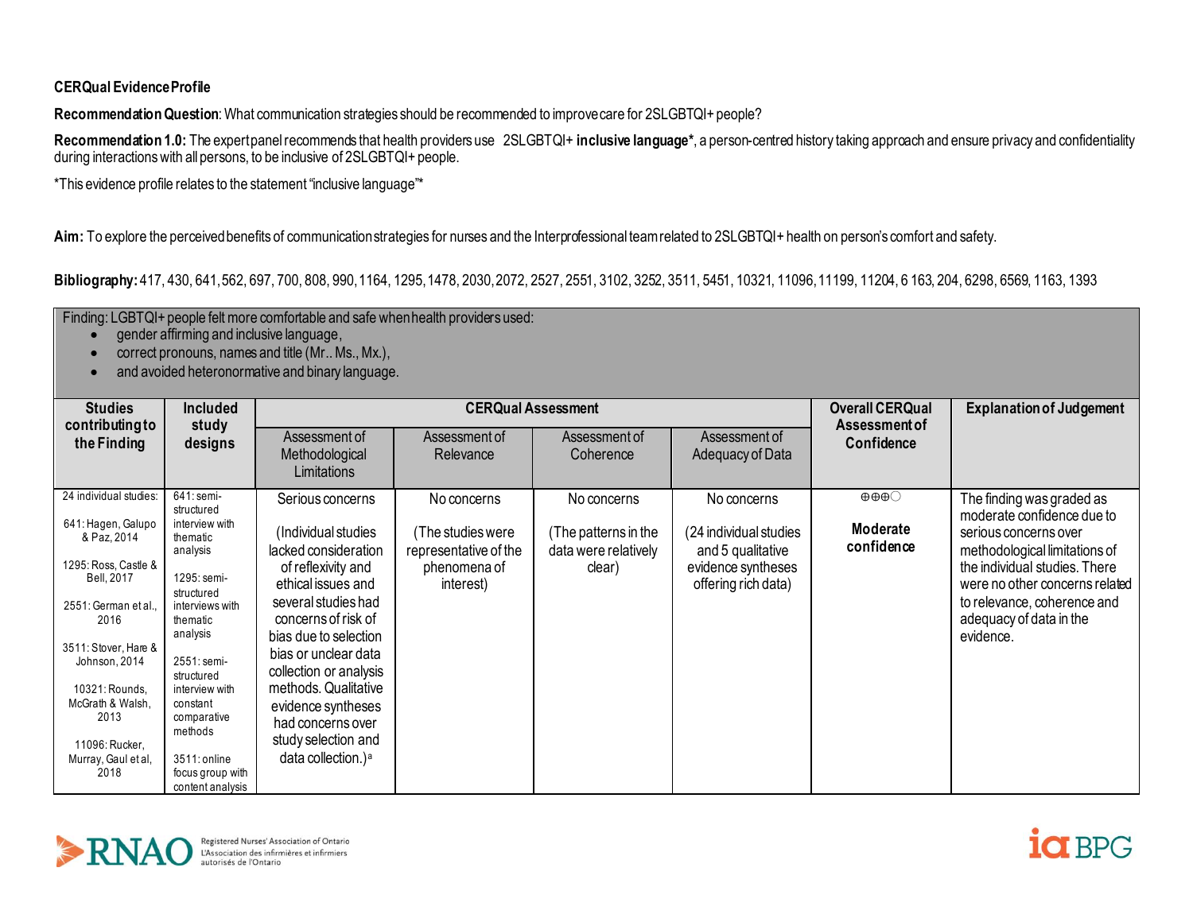**CERQual Evidence Profile**

**Recommendation Question**: What communication strategies should be recommended to improve care for 2SLGBTQI+ people?

**Recommendation 1.0:** The expert panel recommends that health providers use 2SLGBTQI+ **inclusive language\***, a person-centred history taking approach and ensure privacy and confidentiality during interactions with all persons, to be inclusive of 2SLGBTQI+ people.

*This evidence profile relates to the statement "inclusive language"*

**Aim:** To explore the perceived benefits of communication strategies for nurses and the Interprofessional team related to 2SLGBTQI+ health on person's comfort and safety.

**Bibliography:** 417, 430, 641, 562, 697, 700, 808, 990, 1164, 1295, 1478, 2030, 2072, 2527, 2551, 3102, 3252, 3511, 5451, 10321, 11096, 11199, 11204, 6 163, 204, 6298, 6569, 1163, 1393

Finding: LGBTQI+ people felt more comfortable and safe when health providers used:
- gender affirming and inclusive language,
- correct pronouns, names and title (Mr.. Ms., Mx.),
- and avoided heteronormative and binary language.

| Studies contributing to the Finding | Included study designs | CERQual Assessment | | | | Overall CERQual Assessment of Confidence | Explanation of Judgement |
|---|---|---|---|---|---|---|---|
| | | Assessment of Methodological Limitations | Assessment of Relevance | Assessment of Coherence | Assessment of Adequacy of Data | | |
| 24 individual studies:<br><br>641: Hagen, Galupo & Paz, 2014<br><br>1295: Ross, Castle & Bell, 2017<br><br>2551: German et al., 2016<br><br>3511: Stover, Hare & Johnson, 2014<br><br>10321: Rounds, McGrath & Walsh, 2013<br><br>11096: Rucker, Murray, Gaul et al, 2018 | 641: semi-structured interview with thematic analysis<br><br>1295: semi-structured interviews with thematic analysis<br><br>2551: semi-structured interview with constant comparative methods<br><br>3511: online focus group with content analysis | Serious concerns<br><br>(Individual studies lacked consideration of reflexivity and ethical issues and several studies had concerns of risk of bias due to selection bias or unclear data collection or analysis methods. Qualitative evidence syntheses had concerns over study selection and data collection.)[a] | No concerns<br><br>(The studies were representative of the phenomena of interest) | No concerns<br><br>(The patterns in the data were relatively clear) | No concerns<br><br>(24 individual studies and 5 qualitative evidence syntheses offering rich data) | ⊕⊕⊕◯<br><br>**Moderate confidence** | The finding was graded as moderate confidence due to serious concerns over methodological limitations of the individual studies. There were no other concerns related to relevance, coherence and adequacy of data in the evidence. |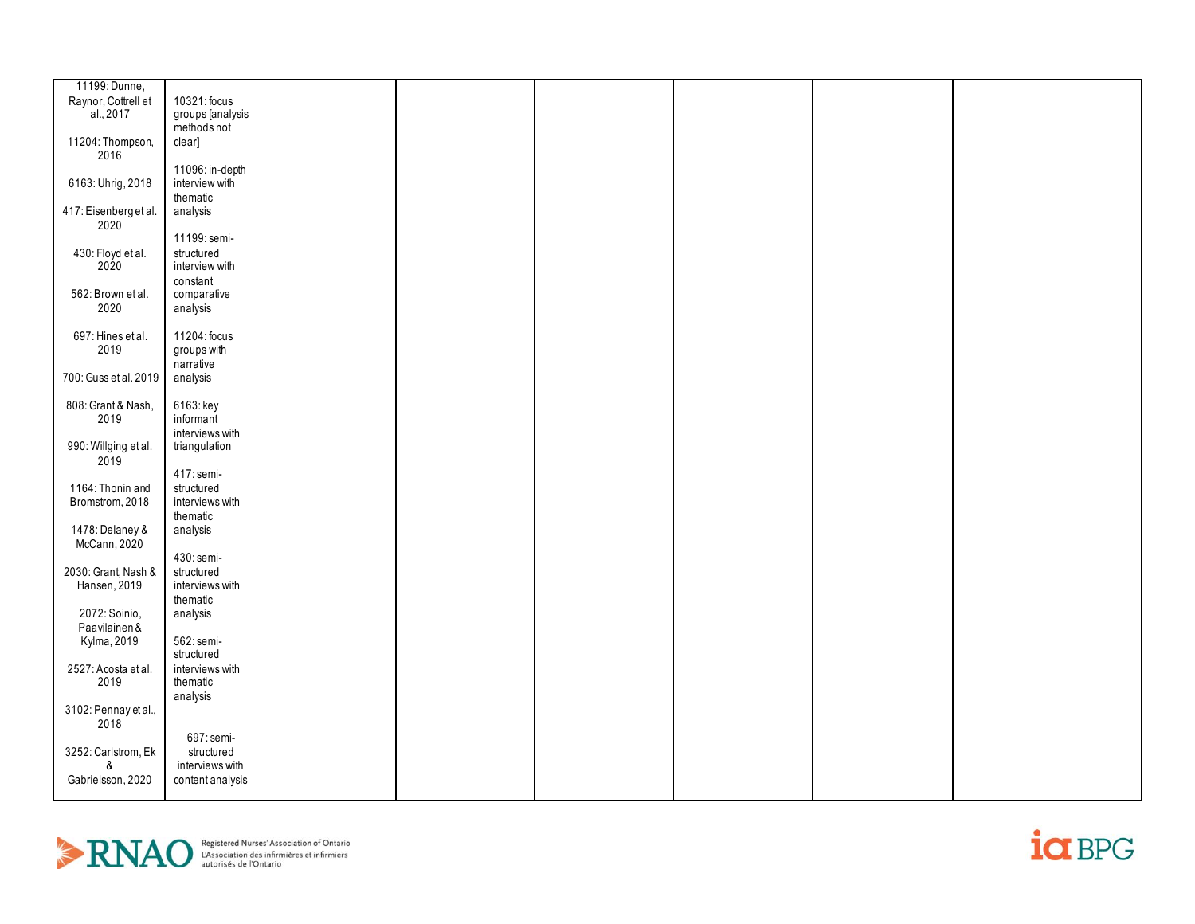|  |  |  |  |  |  |  |  |
|---|---|---|---|---|---|---|---|
| 11199: Dunne, Raynor, Cottrell et al., 2017<br><br>11204: Thompson, 2016<br><br>6163: Uhrig, 2018<br><br>417: Eisenberg et al. 2020<br><br>430: Floyd et al. 2020<br><br>562: Brown et al. 2020<br><br>697: Hines et al. 2019<br><br>700: Guss et al. 2019<br><br>808: Grant & Nash, 2019<br><br>990: Willging et al. 2019<br><br>1164: Thonin and Bromstrom, 2018<br><br>1478: Delaney & McCann, 2020<br><br>2030: Grant, Nash & Hansen, 2019<br><br>2072: Soinio, Paavilainen & Kylma, 2019<br><br>2527: Acosta et al. 2019<br><br>3102: Pennay et al., 2018<br><br>3252: Carlstrom, Ek & Gabrielsson, 2020 | 10321: focus groups [analysis methods not clear]<br><br>11096: in-depth interview with thematic analysis<br><br>11199: semi-structured interview with constant comparative analysis<br><br>11204: focus groups with narrative analysis<br><br>6163: key informant interviews with triangulation<br><br>417: semi-structured interviews with thematic analysis<br><br>430: semi-structured interviews with thematic analysis<br><br>562: semi-structured interviews with thematic analysis<br><br>697: semi-structured interviews with content analysis |  |  |  |  |  |  |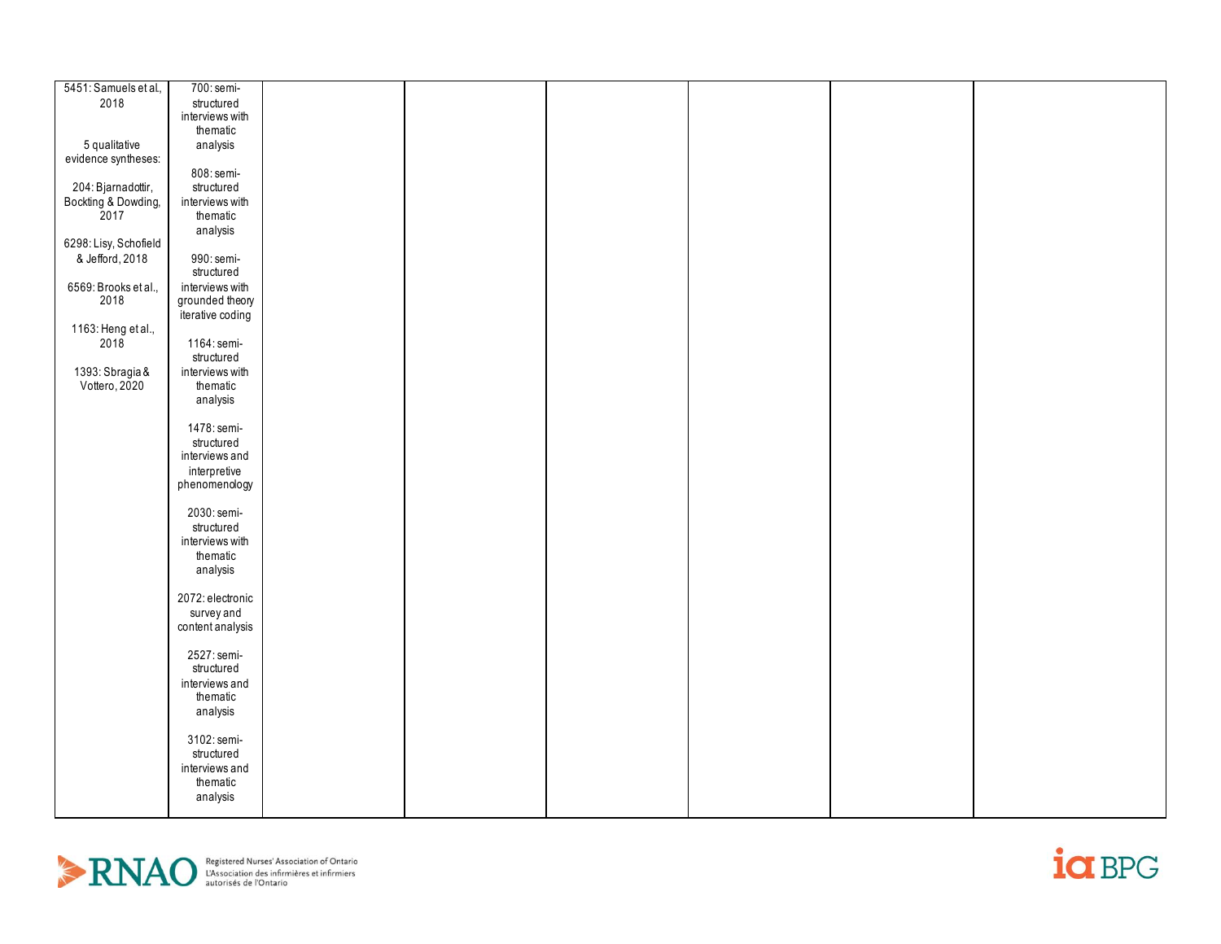| | | | | | | | |
|---|---|---|---|---|---|---|---|
| 5451: Samuels et al., 2018<br><br>5 qualitative evidence syntheses:<br><br>204: Bjarnadottir, Bockting & Dowding, 2017<br><br>6298: Lisy, Schofield & Jefford, 2018<br><br>6569: Brooks et al., 2018<br><br>1163: Heng et al., 2018<br><br>1393: Sbragia & Vottero, 2020 | 700: semi-structured interviews with thematic analysis<br><br>808: semi-structured interviews with thematic analysis<br><br>990: semi-structured interviews with grounded theory iterative coding<br><br>1164: semi-structured interviews with thematic analysis<br><br>1478: semi-structured interviews and interpretive phenomenology<br><br>2030: semi-structured interviews with thematic analysis<br><br>2072: electronic survey and content analysis<br><br>2527: semi-structured interviews and thematic analysis<br><br>3102: semi-structured interviews and thematic analysis | | | | | | |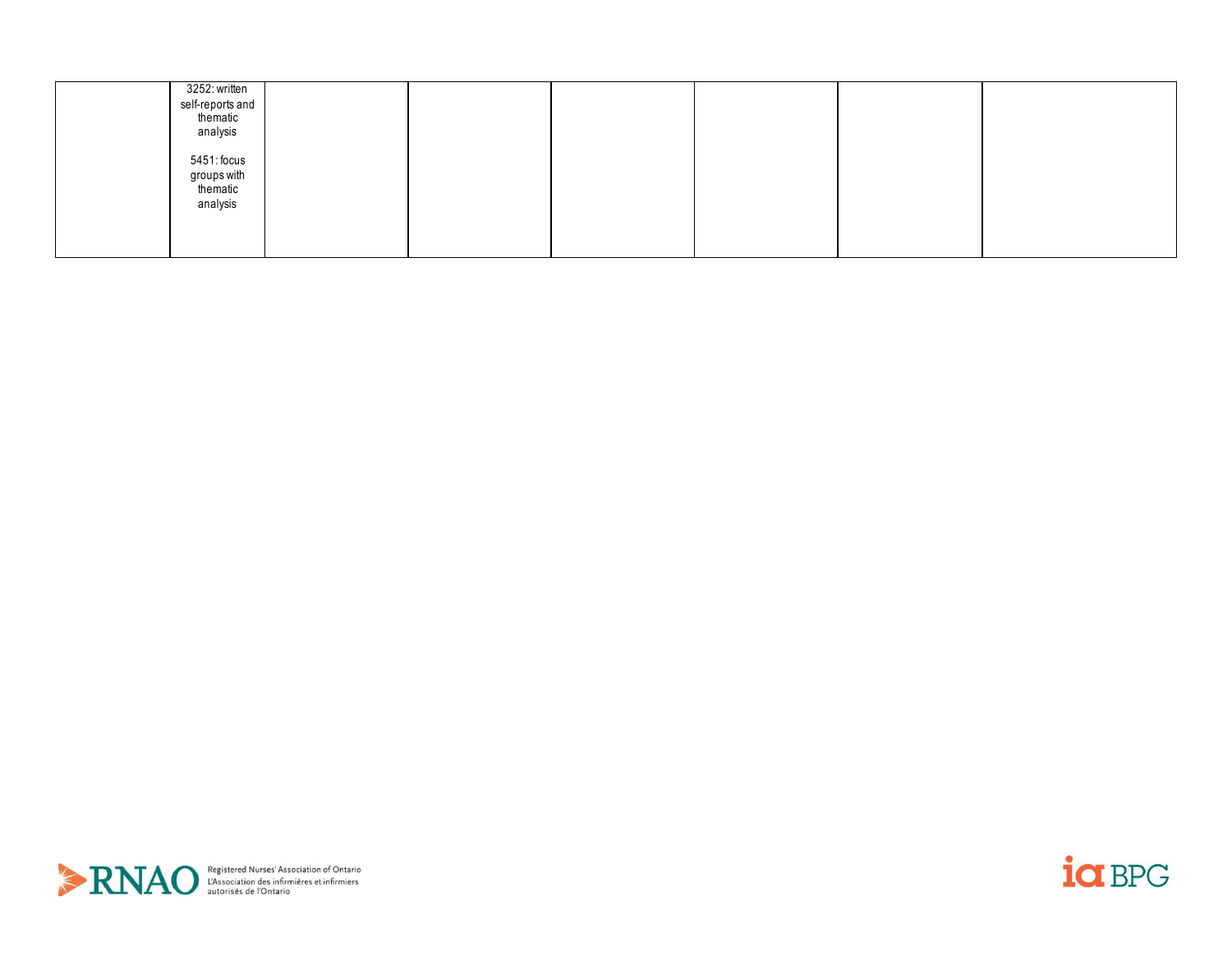| | | | | | | | |
|---|---|---|---|---|---|---|---|
| | 3252: written self-reports and thematic analysis<br><br>5451: focus groups with thematic analysis | | | | | | |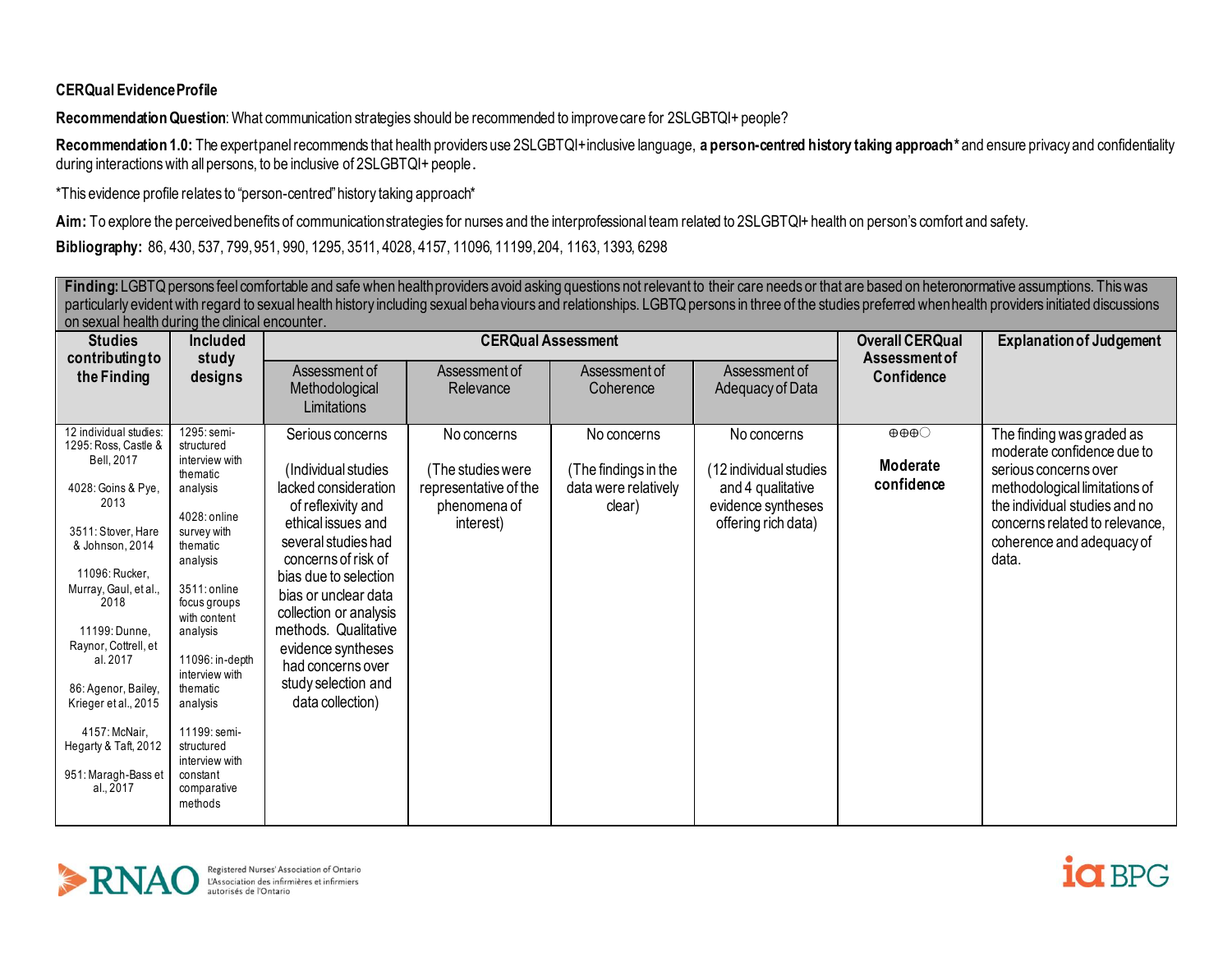**CERQual Evidence Profile**

**Recommendation Question**: What communication strategies should be recommended to improve care for 2SLGBTQI+ people?

**Recommendation 1.0:** The expert panel recommends that health providers use 2SLGBTQI+ inclusive language, **a person-centred history taking approach*** and ensure privacy and confidentiality during interactions with all persons, to be inclusive of 2SLGBTQI+ people.

*This evidence profile relates to "person-centred" history taking approach*

**Aim:** To explore the perceived benefits of communication strategies for nurses and the interprofessional team related to 2SLGBTQI+ health on person's comfort and safety.

**Bibliography:** 86, 430, 537, 799, 951, 990, 1295, 3511, 4028, 4157, 11096, 11199, 204, 1163, 1393, 6298

| **Finding:** LGBTQ persons feel comfortable and safe when health providers avoid asking questions not relevant to their care needs or that are based on heteronormative assumptions. This was particularly evident with regard to sexual health history including sexual behaviours and relationships. LGBTQ persons in three of the studies preferred when health providers initiated discussions on sexual health during the clinical encounter. | | | | | | | |
|---|---|---|---|---|---|---|---|
| **Studies contributing to the Finding** | **Included study designs** | **CERQual Assessment** | | | | **Overall CERQual Assessment of Confidence** | **Explanation of Judgement** |
| | | Assessment of Methodological Limitations | Assessment of Relevance | Assessment of Coherence | Assessment of Adequacy of Data | | |
| 12 individual studies: 1295: Ross, Castle & Bell, 2017<br><br>4028: Goins & Pye, 2013<br><br>3511: Stover, Hare & Johnson, 2014<br><br>11096: Rucker, Murray, Gaul, et al., 2018<br><br>11199: Dunne, Raynor, Cottrell, et al. 2017<br><br>86: Agenor, Bailey, Krieger et al., 2015<br><br>4157: McNair, Hegarty & Taft, 2012<br><br>951: Maragh-Bass et al., 2017 | 1295: semi-structured interview with thematic analysis<br><br>4028: online survey with thematic analysis<br><br>3511: online focus groups with content analysis<br><br>11096: in-depth interview with thematic analysis<br><br>11199: semi-structured interview with constant comparative methods | Serious concerns<br><br>(Individual studies lacked consideration of reflexivity and ethical issues and several studies had concerns of risk of bias due to selection bias or unclear data collection or analysis methods. Qualitative evidence syntheses had concerns over study selection and data collection) | No concerns<br><br>(The studies were representative of the phenomena of interest) | No concerns<br><br>(The findings in the data were relatively clear) | No concerns<br><br>(12 individual studies and 4 qualitative evidence syntheses offering rich data) | ⊕⊕⊕◯<br><br>**Moderate confidence** | The finding was graded as moderate confidence due to serious concerns over methodological limitations of the individual studies and no concerns related to relevance, coherence and adequacy of data. |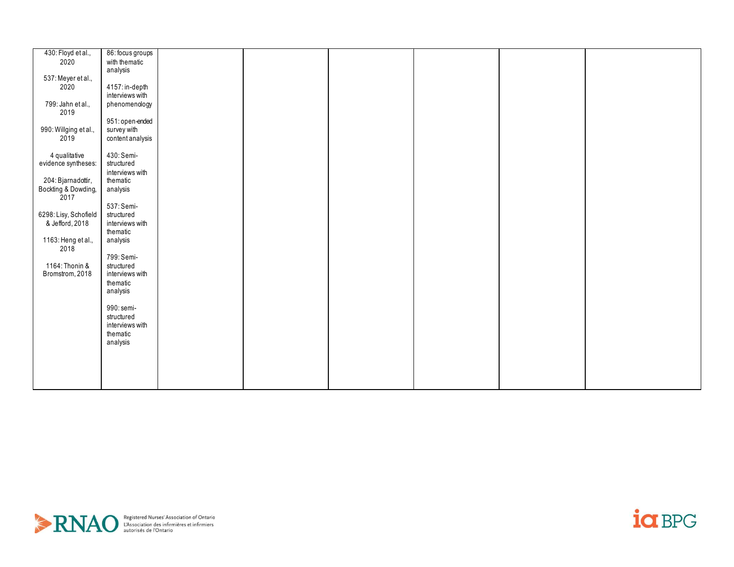|  |  |  |  |  |  |  |  |
|---|---|---|---|---|---|---|---|
| 430: Floyd et al., 2020<br><br>537: Meyer et al., 2020<br><br>799: Jahn et al., 2019<br><br>990: Willging et al., 2019<br><br>4 qualitative evidence syntheses:<br><br>204: Bjarnadottir, Bockting & Dowding, 2017<br><br>6298: Lisy, Schofield & Jefford, 2018<br><br>1163: Heng et al., 2018<br><br>1164: Thonin & Bromstrom, 2018 | 86: focus groups with thematic analysis<br><br>4157: in-depth interviews with phenomenology<br><br>951: open-ended survey with content analysis<br><br>430: Semi-structured interviews with thematic analysis<br><br>537: Semi-structured interviews with thematic analysis<br><br>799: Semi-structured interviews with thematic analysis<br><br>990: semi-structured interviews with thematic analysis | | | | | | |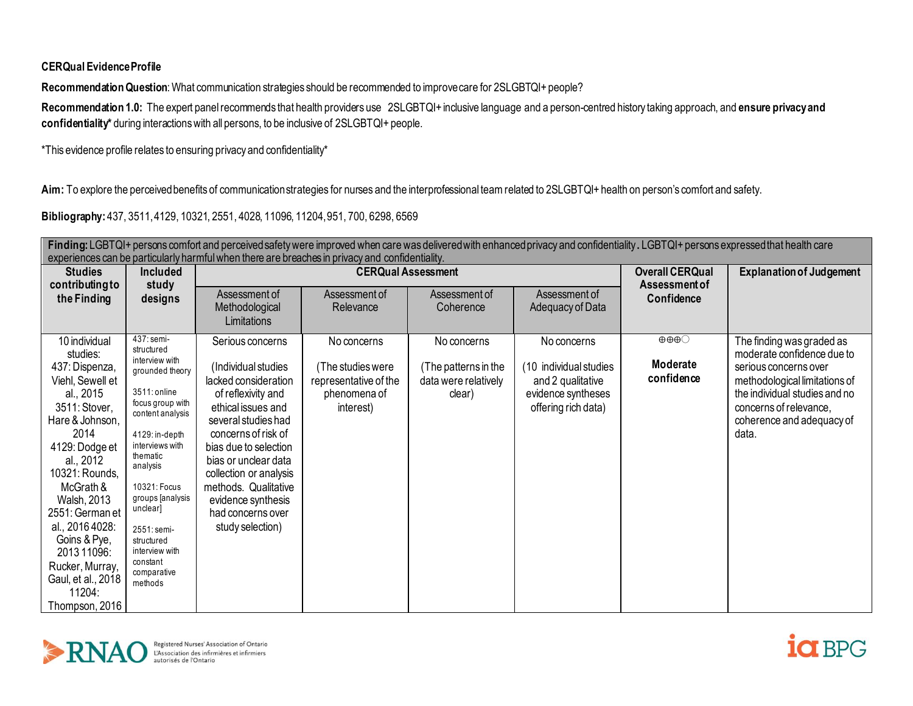**CERQual Evidence Profile**

**Recommendation Question**: What communication strategies should be recommended to improve care for 2SLGBTQI+ people?

**Recommendation 1.0:** The expert panel recommends that health providers use 2SLGBTQI+ inclusive language and a person-centred history taking approach, and **ensure privacy and confidentiality*** during interactions with all persons, to be inclusive of 2SLGBTQI+ people.

*This evidence profile relates to ensuring privacy and confidentiality*

**Aim:** To explore the perceived benefits of communication strategies for nurses and the interprofessional team related to 2SLGBTQI+ health on person's comfort and safety.

**Bibliography:** 437, 3511, 4129, 10321, 2551, 4028, 11096, 11204, 951, 700, 6298, 6569

| **Finding:** LGBTQI+ persons comfort and perceived safety were improved when care was delivered with enhanced privacy and confidentiality. LGBTQI+ persons expressed that health care experiences can be particularly harmful when there are breaches in privacy and confidentiality. | | | | | | | |
|---|---|---|---|---|---|---|---|
| **Studies contributing to the Finding** | **Included study designs** | **CERQual Assessment** | | | | **Overall CERQual Assessment of Confidence** | **Explanation of Judgement** |
| | | Assessment of Methodological Limitations | Assessment of Relevance | Assessment of Coherence | Assessment of Adequacy of Data | | |
| 10 individual studies: 437: Dispenza, Viehl, Sewell et al., 2015 3511: Stover, Hare & Johnson, 2014 4129: Dodge et al., 2012 10321: Rounds, McGrath & Walsh, 2013 2551: German et al., 2016 4028: Goins & Pye, 2013 11096: Rucker, Murray, Gaul, et al., 2018 11204: Thompson, 2016 | 437: semi-structured interview with grounded theory<br><br>3511: online focus group with content analysis<br><br>4129: in-depth interviews with thematic analysis<br><br>10321: Focus groups [analysis unclear]<br><br>2551: semi-structured interview with constant comparative methods | Serious concerns<br><br>(Individual studies lacked consideration of reflexivity and ethical issues and several studies had concerns of risk of bias due to selection bias or unclear data collection or analysis methods. Qualitative evidence synthesis had concerns over study selection) | No concerns<br><br>(The studies were representative of the phenomena of interest) | No concerns<br><br>(The patterns in the data were relatively clear) | No concerns<br><br>(10 individual studies and 2 qualitative evidence syntheses offering rich data) | ⊕⊕⊕◯<br><br>**Moderate confidence** | The finding was graded as moderate confidence due to serious concerns over methodological limitations of the individual studies and no concerns of relevance, coherence and adequacy of data. |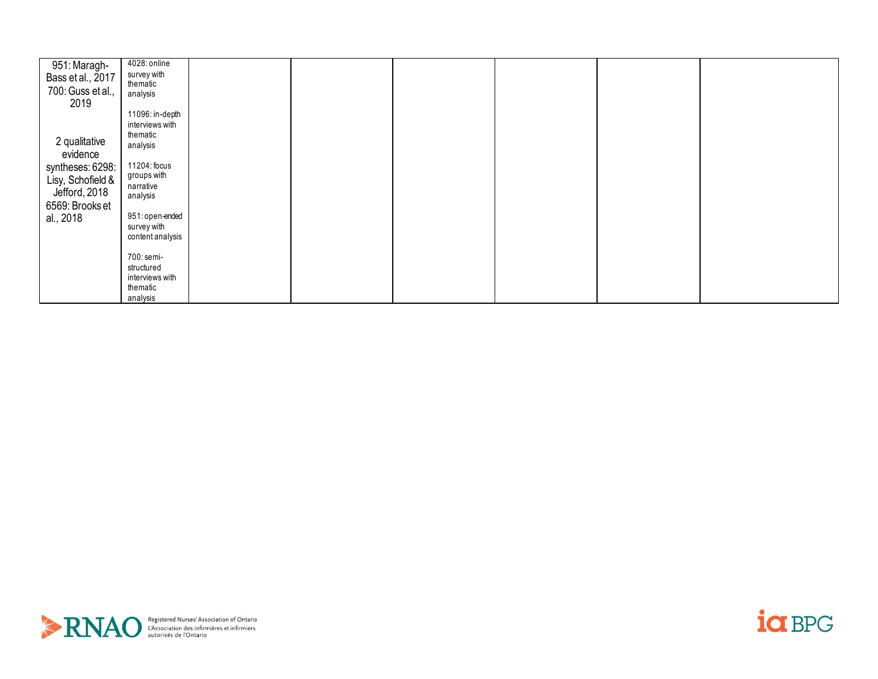| | | | | | | | |
|---|---|---|---|---|---|---|---|
| 951: Maragh-Bass et al., 2017<br>700: Guss et al., 2019<br><br>2 qualitative evidence syntheses: 6298: Lisy, Schofield & Jefford, 2018<br>6569: Brooks et al., 2018 | 4028: online survey with thematic analysis<br><br>11096: in-depth interviews with thematic analysis<br><br>11204: focus groups with narrative analysis<br><br>951: open-ended survey with content analysis<br><br>700: semi-structured interviews with thematic analysis | | | | | | |